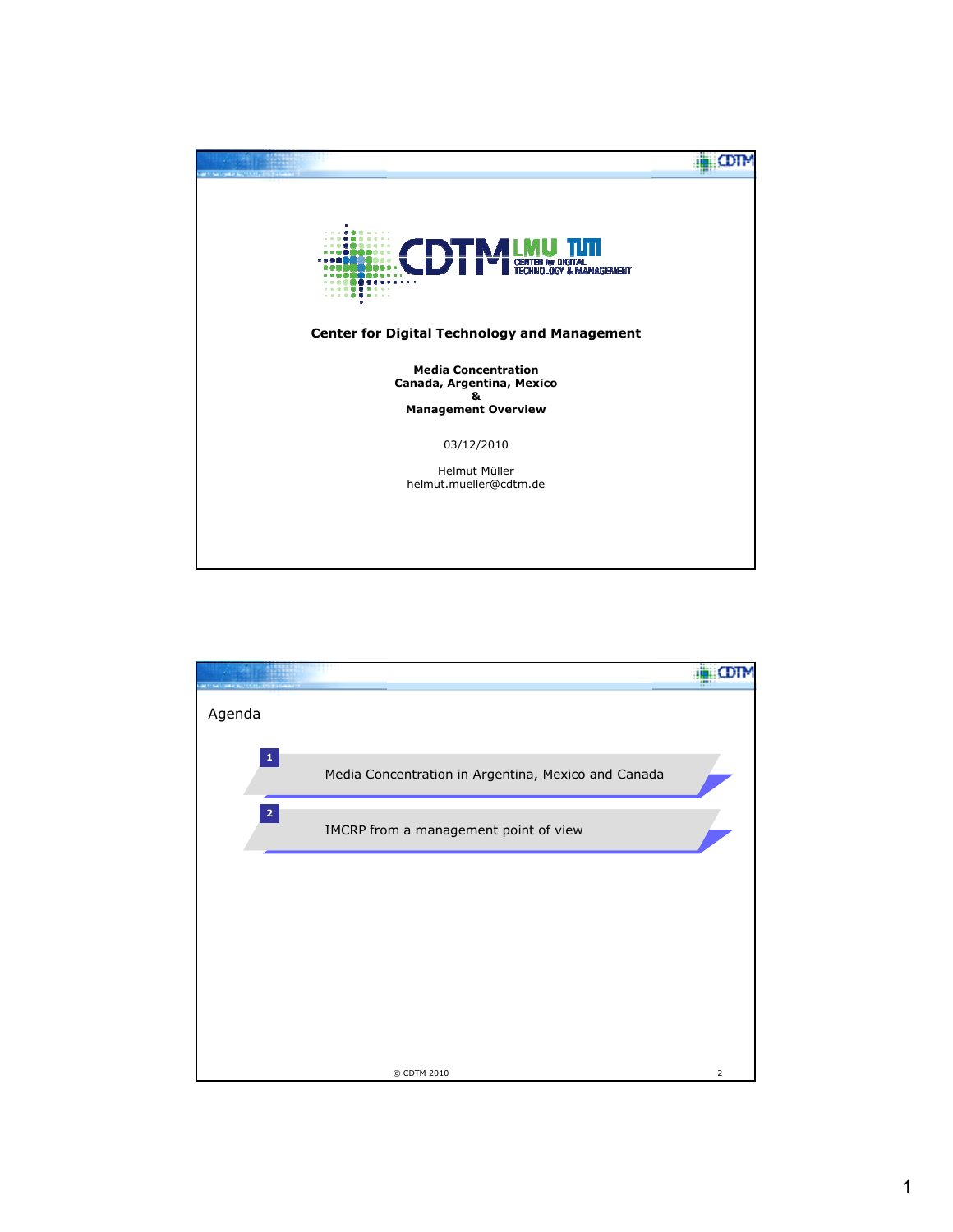# Center for Digital Technology and Management

**Media Concentration**
**Canada, Argentina, Mexico**
**&**
**Management Overview**

03/12/2010

Helmut Müller
helmut.mueller@cdtm.de

---

## Agenda

1. Media Concentration in Argentina, Mexico and Canada
2. IMCRP from a management point of view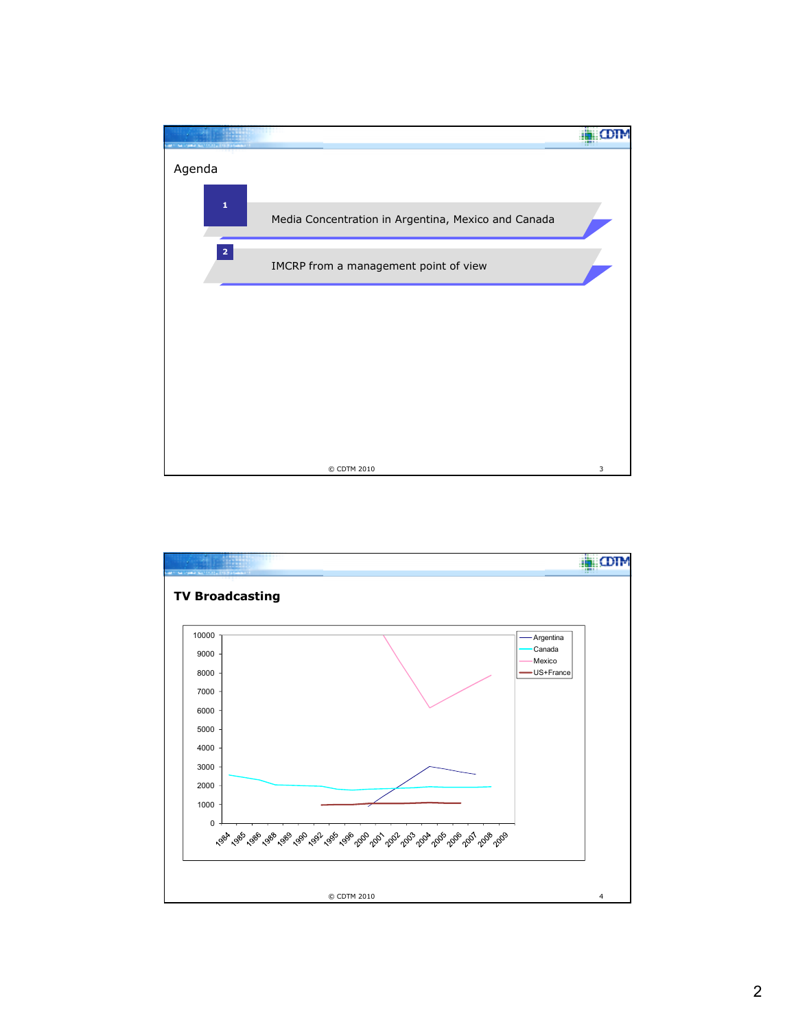## Agenda

1. Media Concentration in Argentina, Mexico and Canada
2. IMCRP from a management point of view

© CDTM 2010

## TV Broadcasting

10000
9000
8000
7000
6000
5000
4000
3000
2000
1000
0

1984 1985 1986 1988 1989 1990 1992 1995 1996 2000 2001 2002 2003 2004 2005 2006 2007 2008 2009

- Argentina
- Canada
- Mexico
- US+France

© CDTM 2010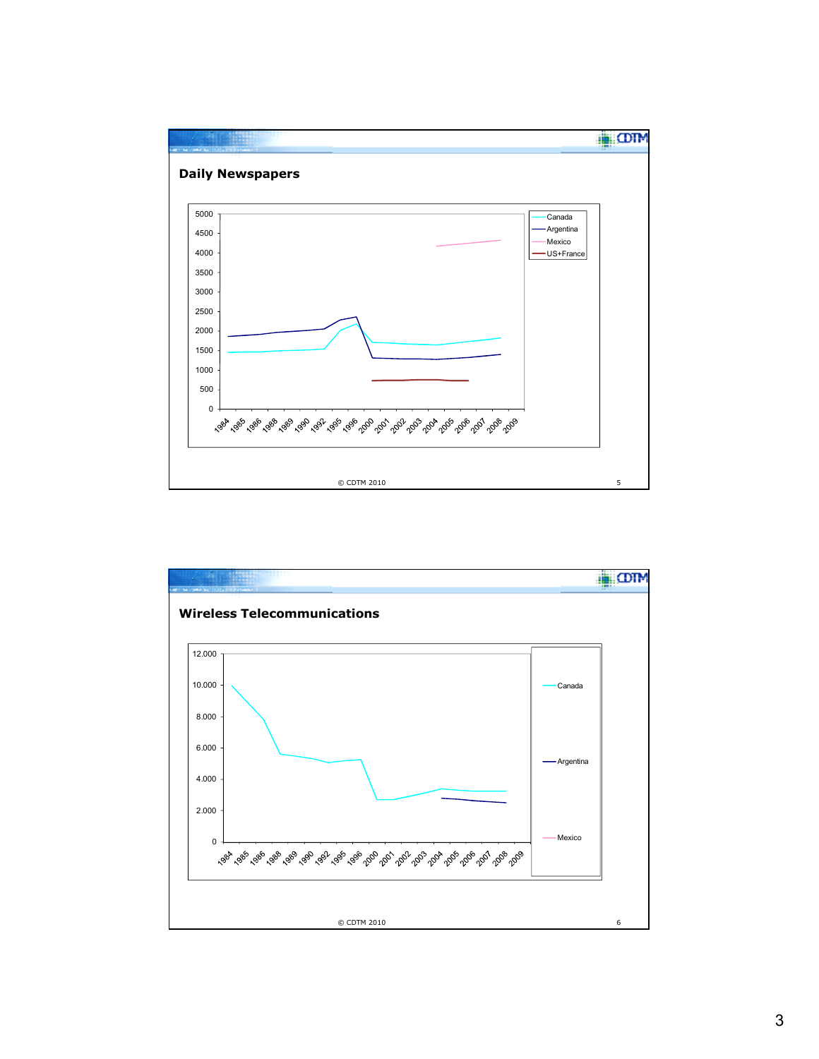## Daily Newspapers

5000
4500
4000
3500
3000
2500
2000
1500
1000
500
0

1984 1985 1986 1988 1989 1990 1992 1995 1996 2000 2001 2002 2003 2004 2005 2006 2007 2008 2009

Canada
Argentina
Mexico
US+France

© CDTM 2010

## Wireless Telecommunications

12.000
10.000
8.000
6.000
4.000
2.000
0

1984 1985 1986 1988 1989 1990 1992 1995 1996 2000 2001 2002 2003 2004 2005 2006 2007 2008 2009

Canada
Argentina
Mexico

© CDTM 2010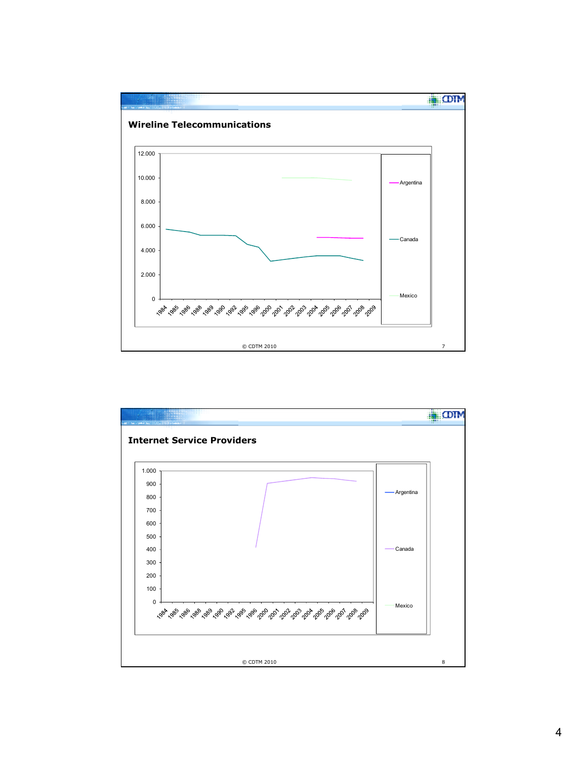## Wireline Telecommunications

12.000
10.000
8.000
6.000
4.000
2.000
0

1984 1985 1986 1988 1989 1990 1992 1995 1996 2000 2001 2002 2003 2004 2005 2006 2007 2008 2009

Argentina
Canada
Mexico

© CDTM 2010

## Internet Service Providers

1.000
900
800
700
600
500
400
300
200
100
0

1984 1985 1986 1988 1989 1990 1992 1995 1996 2000 2001 2002 2003 2004 2005 2006 2007 2008 2009

Argentina
Canada
Mexico

© CDTM 2010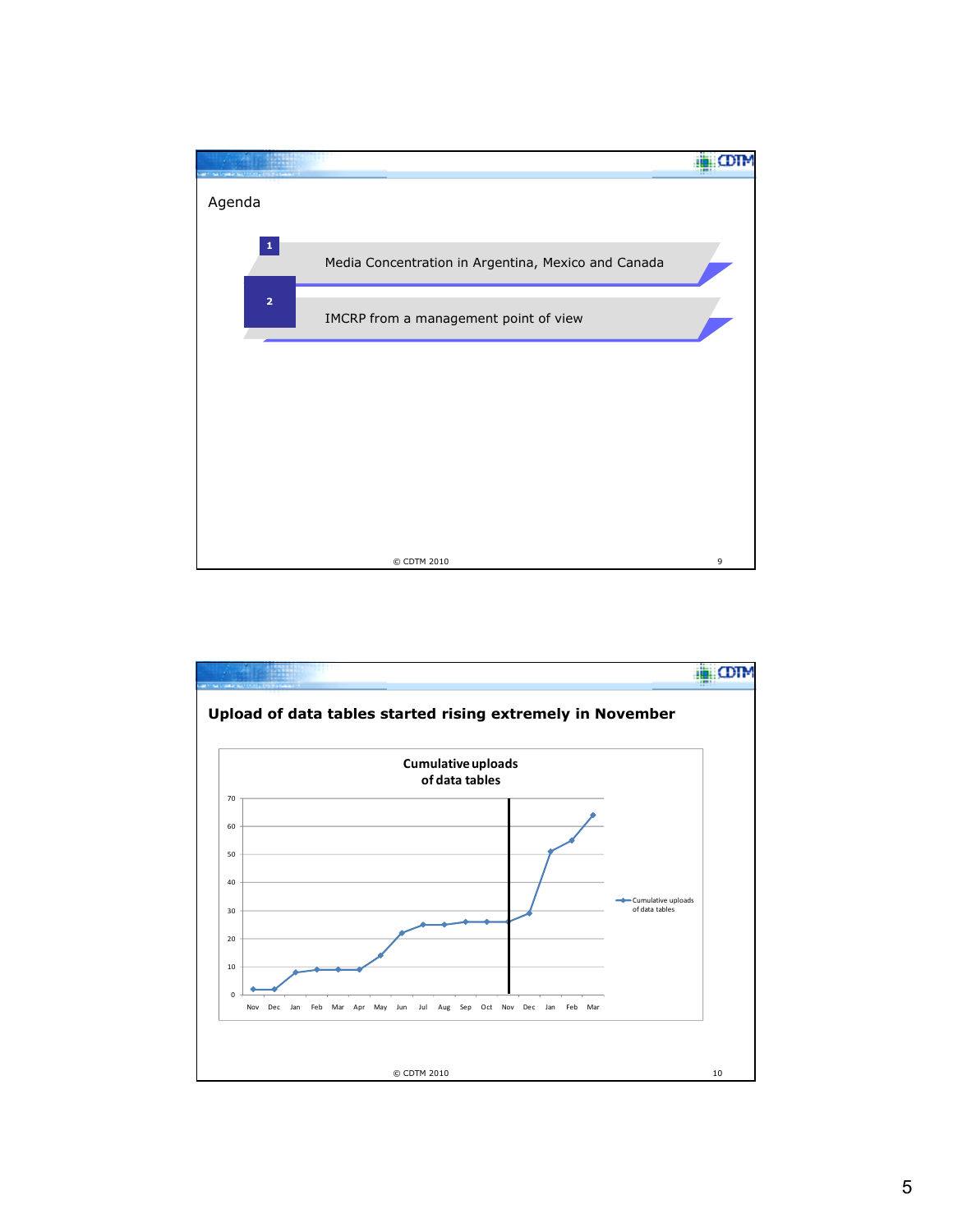## Agenda

1. Media Concentration in Argentina, Mexico and Canada
2. IMCRP from a management point of view

## Upload of data tables started rising extremely in November

**Cumulative uploads of data tables**

| Month | Cumulative uploads of data tables |
|---|---|
| Nov | 2 |
| Dec | 2 |
| Jan | 8 |
| Feb | 9 |
| Mar | 9 |
| Apr | 9 |
| May | 14 |
| Jun | 22 |
| Jul | 25 |
| Aug | 25 |
| Sep | 26 |
| Oct | 26 |
| Nov | 26 |
| Dec | 29 |
| Jan | 51 |
| Feb | 55 |
| Mar | 64 |

© CDTM 2010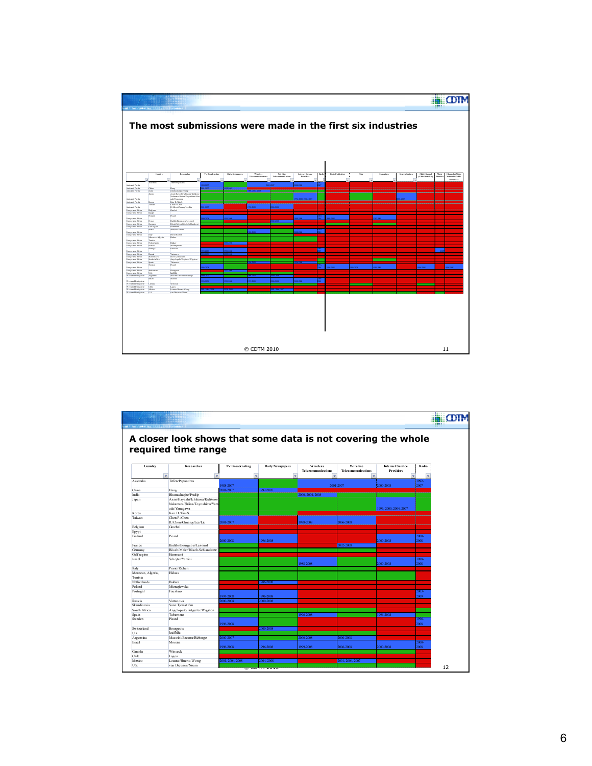## The most submissions were made in the first six industries

## A closer look shows that some data is not covering the whole required time range

| Country | Researcher | TV Broadcasting | Daily Newspapers | Wireless Telecommunications | Wireline Telecommunications | Internet Service Providers | Radio |
|---|---|---|---|---|---|---|---|
| Australia | Tiffen/Papandrea | 1988-2007 | | 2001-2007 | | 2000-2008 | 1992-2007 |
| China | Hang | 2001-2007 | 1992-2007 | | | | |
| India | Bhattacharjee/Prudip | | | 2000, 2004, 2008 | | | |
| Japan | Asari/Hayashi/Ichikowa/Kufikoro/Nakamura/Shiina/Toyoshima/Yamada/Yanagawa | | | | | 1996, 2000, 2004, 2007 | |
| Korea | Kim D./Kim S. | | | | | | |
| Taiwan | Chen P./Chen R./Chou/Chuang/Lee/Liu | 2001-2007 | | 1998-2008 | 2006-2008 | | |
| Belgium | Goebel | | | | | | |
| Egypt | | | | | | | |
| Finland | Picard | 2000-2008 | 1996-2008 | | | 2000-2008 | 2000-2008 |
| France | Badillo/Bourgeois/Lesourd | | | | 2002-2008 | | |
| Germany | Bösch/Meier/Rösch-Schlanderer | | | | | | |
| Gulf region | Hammami | | | | | | |
| Israel | Schejter/Yemini | | | 1988-2008 | | 2000-2008 | 1988-2008 |
| Italy | Prario/Richeri | | | | | | |
| Morocco, Algeria, Tunisia | Hidass | | | | | | |
| Netherlands | Bakker | | 1986-2008 | | | | |
| Poland | Mierzejewska | | | | | | |
| Portugal | Faustino | 1995-2008 | 1996-2008 | | | | 2003-2009 |
| Russia | Vartanova | 2000-2008 | 2000-2008 | | | | |
| Skandinavia | Sune Tjernström | | | | | | |
| South Africa | Angelopulo/Potgieter/Wigston | | | | | | |
| Spain | Tabernero | | | 1996-2008 | | 1996-2008 | |
| Sweden | Picard | 1996-2008 | | | | | 1996-2008 |
| Switzerland | Bourgeois | | 2000-2008 | | | | |
| U.K. | Iosifidis | | | | | | |
| Argentina | Mastrini/Becerra/Bizberge | 2000-2007 | | 2000-2008 | 2000-2008 | | |
| Brazil | Moreira | 1996-2008 | 1996-2008 | 1999-2008 | 2006-2008 | 2000-2008 | 2000-2008 |
| Canada | Winseck | | | | | | |
| Chile | Lagos | | | | | | |
| Mexico | Lozano/Huerta-Wong | 2001, 2004, 2008 | 2004, 2008 | | 2001, 2004, 2007 | | |
| U.S. | van Dreunen/Noam | | | | | | |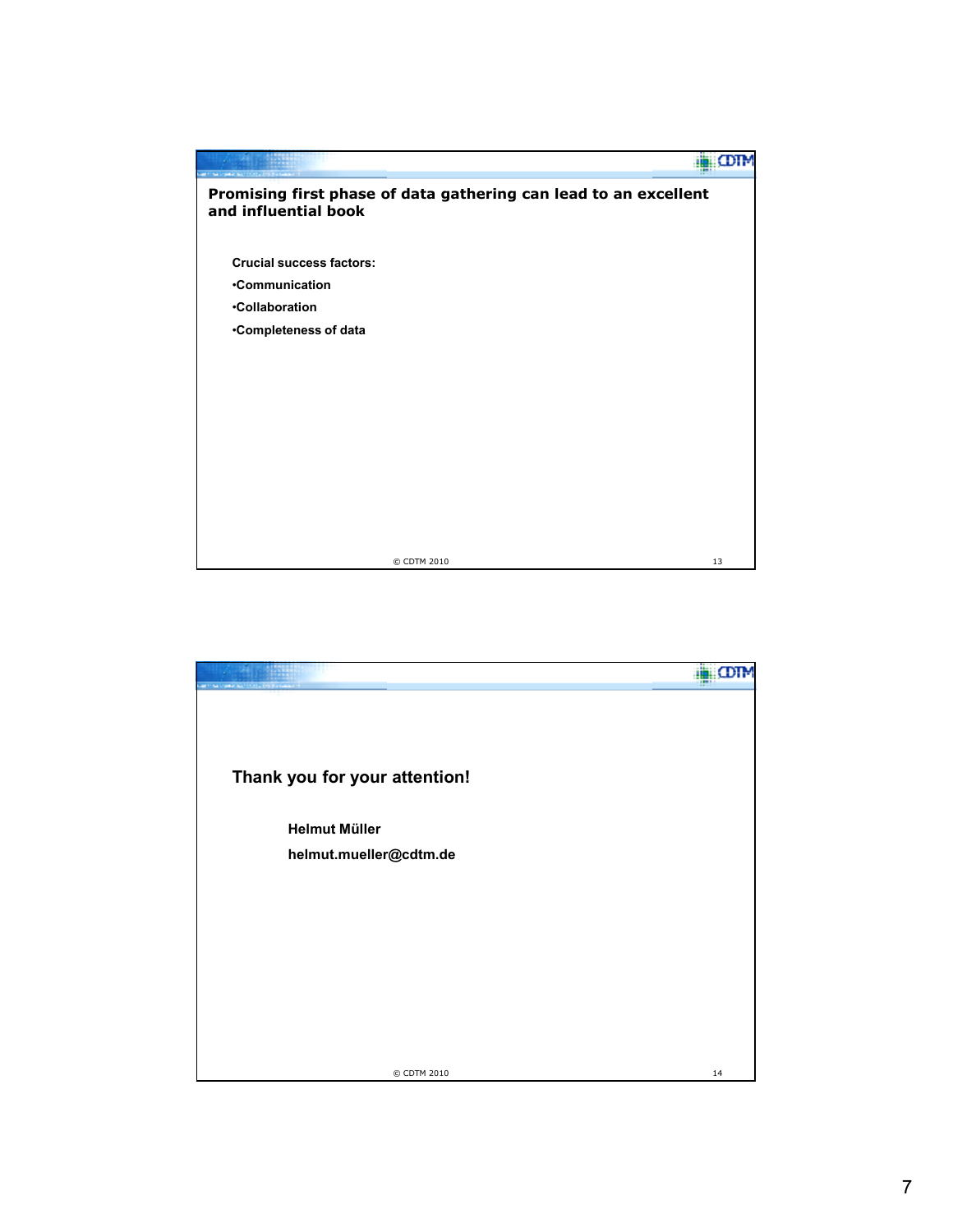## Promising first phase of data gathering can lead to an excellent and influential book

**Crucial success factors:**

- **Communication**
- **Collaboration**
- **Completeness of data**

© CDTM 2010

**Thank you for your attention!**

**Helmut Müller**

**helmut.mueller@cdtm.de**

© CDTM 2010